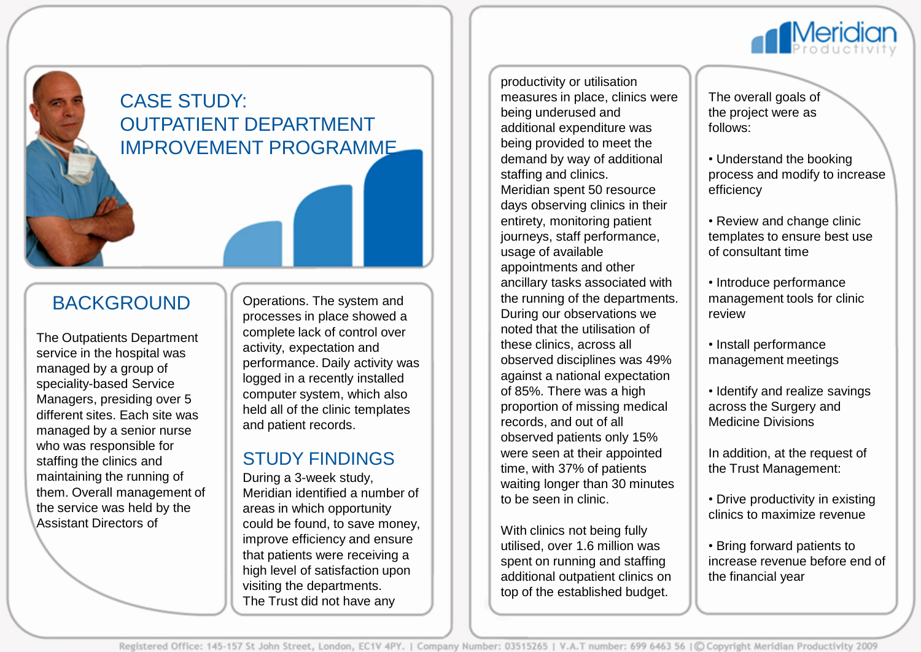# CASE STUDY: OUTPATIENT DEPARTMENT IMPROVEMENT PROGRAMME

## BACKGROUND

The Outpatients Department service in the hospital was managed by a group of speciality-based Service Managers, presiding over 5 different sites. Each site was managed by a senior nurse who was responsible for staffing the clinics and maintaining the running of them. Overall management of the service was held by the Assistant Directors of Operations. The system and processes in place showed a complete lack of control over activity, expectation and performance. Daily activity was logged in a recently installed computer system, which also held all of the clinic templates and patient records.

## STUDY FINDINGS

During a 3-week study, Meridian identified a number of areas in which opportunity could be found, to save money, improve efficiency and ensure that patients were receiving a high level of satisfaction upon visiting the departments.

The Trust did not have any productivity or utilisation measures in place, clinics were being underused and additional expenditure was being provided to meet the demand by way of additional staffing and clinics.

Meridian spent 50 resource days observing clinics in their entirety, monitoring patient journeys, staff performance, usage of available appointments and other ancillary tasks associated with the running of the departments.

During our observations we noted that the utilisation of these clinics, across all observed disciplines was 49% against a national expectation of 85%. There was a high proportion of missing medical records, and out of all observed patients only 15% were seen at their appointed time, with 37% of patients waiting longer than 30 minutes to be seen in clinic.

With clinics not being fully utilised, over 1.6 million was spent on running and staffing additional outpatient clinics on top of the established budget.

The overall goals of the project were as follows:

- Understand the booking process and modify to increase efficiency
- Review and change clinic templates to ensure best use of consultant time
- Introduce performance management tools for clinic review
- Install performance management meetings
- Identify and realize savings across the Surgery and Medicine Divisions

In addition, at the request of the Trust Management:

- Drive productivity in existing clinics to maximize revenue
- Bring forward patients to increase revenue before end of the financial year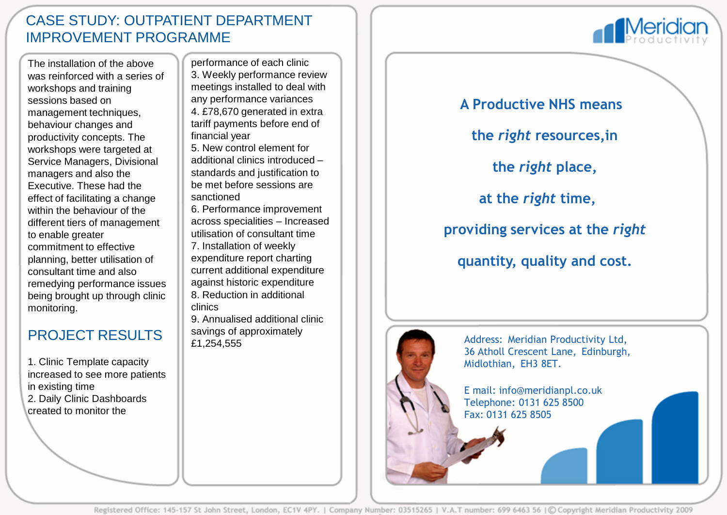# CASE STUDY: OUTPATIENT DEPARTMENT IMPROVEMENT PROGRAMME

The installation of the above was reinforced with a series of workshops and training sessions based on management techniques, behaviour changes and productivity concepts. The workshops were targeted at Service Managers, Divisional managers and also the Executive. These had the effect of facilitating a change within the behaviour of the different tiers of management to enable greater commitment to effective planning, better utilisation of consultant time and also remedying performance issues being brought up through clinic monitoring.

## PROJECT RESULTS

1. Clinic Template capacity increased to see more patients in existing time
2. Daily Clinic Dashboards created to monitor the performance of each clinic
3. Weekly performance review meetings installed to deal with any performance variances
4. £78,670 generated in extra tariff payments before end of financial year
5. New control element for additional clinics introduced – standards and justification to be met before sessions are sanctioned
6. Performance improvement across specialities – Increased utilisation of consultant time
7. Installation of weekly expenditure report charting current additional expenditure against historic expenditure
8. Reduction in additional clinics
9. Annualised additional clinic savings of approximately £1,254,555

Meridian Productivity

**A Productive NHS means**

**the *right* resources,in**

**the *right* place,**

**at the *right* time,**

**providing services at the *right***

**quantity, quality and cost.**

Address: Meridian Productivity Ltd,
36 Atholl Crescent Lane, Edinburgh,
Midlothian, EH3 8ET.

E mail: info@meridianpl.co.uk
Telephone: 0131 625 8500
Fax: 0131 625 8505

Registered Office: 145-157 St John Street, London, EC1V 4PY. | Company Number: 03515265 | V.A.T number: 699 6463 56 | © Copyright Meridian Productivity 2009